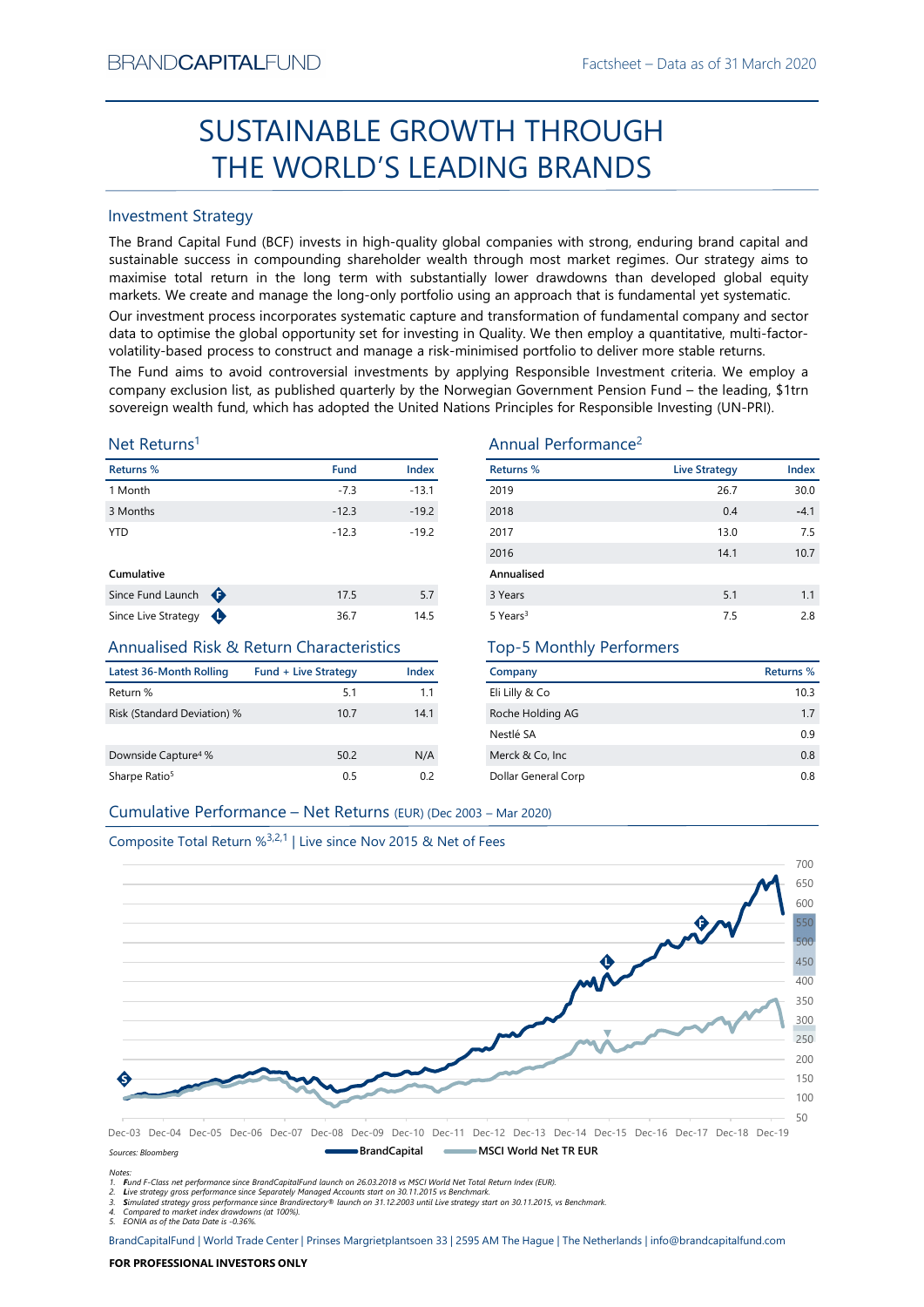BRANDCAPITALFUND

Factsheet – Data as of 31 March 2020

# SUSTAINABLE GROWTH THROUGH THE WORLD'S LEADING BRANDS

## Investment Strategy

The Brand Capital Fund (BCF) invests in high-quality global companies with strong, enduring brand capital and sustainable success in compounding shareholder wealth through most market regimes. Our strategy aims to maximise total return in the long term with substantially lower drawdowns than developed global equity markets. We create and manage the long-only portfolio using an approach that is fundamental yet systematic.

Our investment process incorporates systematic capture and transformation of fundamental company and sector data to optimise the global opportunity set for investing in Quality. We then employ a quantitative, multi-factor-volatility-based process to construct and manage a risk-minimised portfolio to deliver more stable returns.

The Fund aims to avoid controversial investments by applying Responsible Investment criteria. We employ a company exclusion list, as published quarterly by the Norwegian Government Pension Fund – the leading, $1trn sovereign wealth fund, which has adopted the United Nations Principles for Responsible Investing (UN-PRI).

## Net Returns[1]

| Returns % | Fund | Index |
|---|---|---|
| 1 Month | -7.3 | -13.1 |
| 3 Months | -12.3 | -19.2 |
| YTD | -12.3 | -19.2 |
| **Cumulative** | | |
| Since Fund Launch (F) | 17.5 | 5.7 |
| Since Live Strategy (L) | 36.7 | 14.5 |

## Annual Performance[2]

| Returns % | Live Strategy | Index |
|---|---|---|
| 2019 | 26.7 | 30.0 |
| 2018 | 0.4 | -4.1 |
| 2017 | 13.0 | 7.5 |
| 2016 | 14.1 | 10.7 |
| **Annualised** | | |
| 3 Years | 5.1 | 1.1 |
| 5 Years[3] | 7.5 | 2.8 |

## Annualised Risk & Return Characteristics

| Latest 36-Month Rolling | Fund + Live Strategy | Index |
|---|---|---|
| Return % | 5.1 | 1.1 |
| Risk (Standard Deviation) % | 10.7 | 14.1 |
| Downside Capture[4] % | 50.2 | N/A |
| Sharpe Ratio[5] | 0.5 | 0.2 |

## Top-5 Monthly Performers

| Company | Returns % |
|---|---|
| Eli Lilly & Co | 10.3 |
| Roche Holding AG | 1.7 |
| Nestlé SA | 0.9 |
| Merck & Co, Inc | 0.8 |
| Dollar General Corp | 0.8 |

## Cumulative Performance – Net Returns (EUR) (Dec 2003 – Mar 2020)

Composite Total Return %[3,2,1] | Live since Nov 2015 & Net of Fees

Sources: Bloomberg — BrandCapital — MSCI World Net TR EUR

Notes:
1. Fund F-Class net performance since BrandCapitalFund launch on 26.03.2018 vs MSCI World Net Total Return Index (EUR).
2. Live strategy gross performance since Separately Managed Accounts start on 30.11.2015 vs Benchmark.
3. Simulated strategy gross performance since Brandirectory® launch on 31.12.2003 until Live strategy start on 30.11.2015, vs Benchmark.
4. Compared to market index drawdowns (at 100%).
5. EONIA as of the Data Date is -0.36%.

BrandCapitalFund | World Trade Center | Prinses Margrietplantsoen 33 | 2595 AM The Hague | The Netherlands | info@brandcapitalfund.com

**FOR PROFESSIONAL INVESTORS ONLY**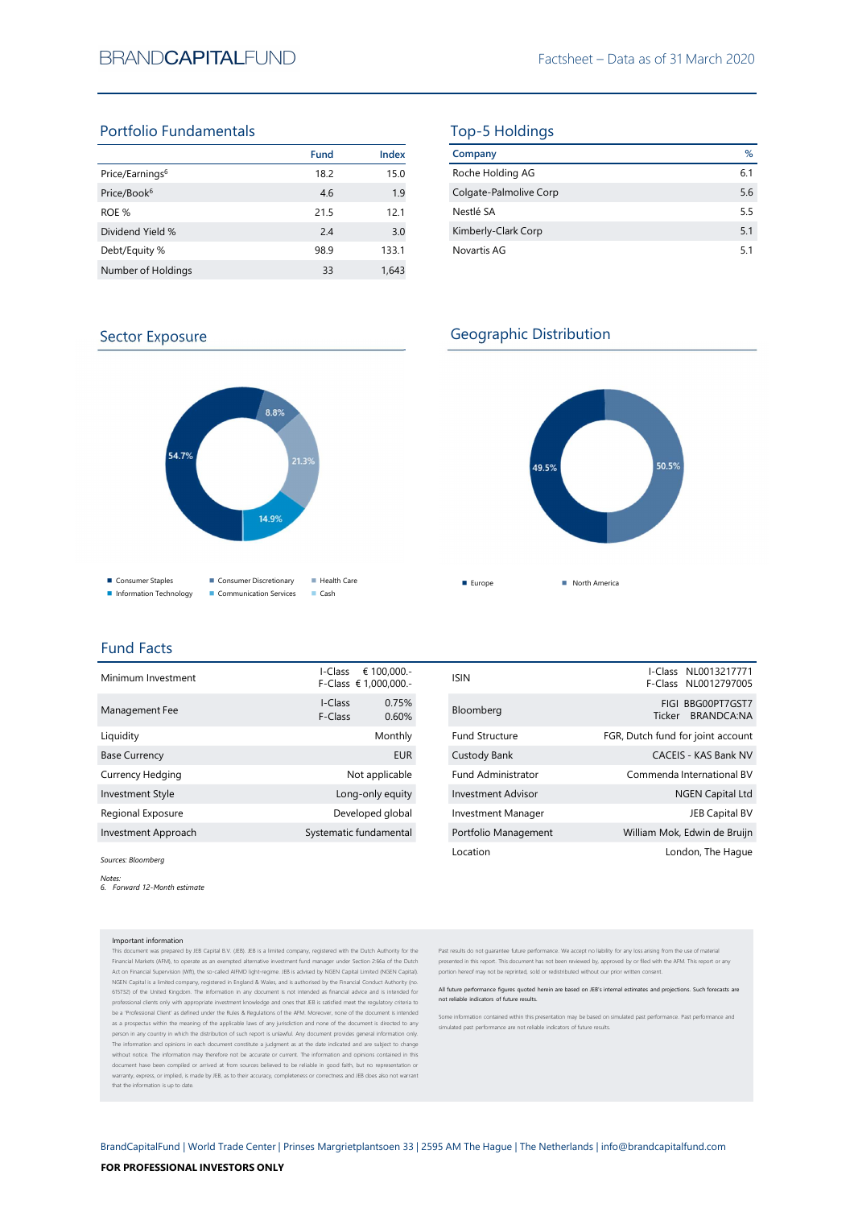# BRANDCAPITALFUND

Factsheet – Data as of 31 March 2020

## Portfolio Fundamentals

| | Fund | Index |
|---|---|---|
| Price/Earnings[6] | 18.2 | 15.0 |
| Price/Book[6] | 4.6 | 1.9 |
| ROE % | 21.5 | 12.1 |
| Dividend Yield % | 2.4 | 3.0 |
| Debt/Equity % | 98.9 | 133.1 |
| Number of Holdings | 33 | 1,643 |

## Top-5 Holdings

| Company | % |
|---|---|
| Roche Holding AG | 6.1 |
| Colgate-Palmolive Corp | 5.6 |
| Nestlé SA | 5.5 |
| Kimberly-Clark Corp | 5.1 |
| Novartis AG | 5.1 |

## Sector Exposure

8.8%
21.3%
14.9%
54.7%

Consumer Staples
Consumer Discretionary
Health Care
Information Technology
Communication Services
Cash

## Geographic Distribution

49.5%
50.5%

Europe
North America

## Fund Facts

| | |
|---|---|
| Minimum Investment | I-Class € 100,000.- F-Class € 1,000,000.- |
| Management Fee | I-Class 0.75% F-Class 0.60% |
| Liquidity | Monthly |
| Base Currency | EUR |
| Currency Hedging | Not applicable |
| Investment Style | Long-only equity |
| Regional Exposure | Developed global |
| Investment Approach | Systematic fundamental |

| | |
|---|---|
| ISIN | I-Class NL0013217771 F-Class NL0012797005 |
| Bloomberg | FIGI BBG00PT7GST7 Ticker BRANDCA:NA |
| Fund Structure | FGR, Dutch fund for joint account |
| Custody Bank | CACEIS - KAS Bank NV |
| Fund Administrator | Commenda International BV |
| Investment Advisor | NGEN Capital Ltd |
| Investment Manager | JEB Capital BV |
| Portfolio Management | William Mok, Edwin de Bruijn |
| Location | London, The Hague |

*Sources: Bloomberg*

*Notes:*
*6. Forward 12-Month estimate*

Important information

This document was prepared by JEB Capital B.V. (JEB). JEB is a limited company, registered with the Dutch Authority for the Financial Markets (AFM), to operate as an exempted alternative investment fund manager under Section 2:66a of the Dutch Act on Financial Supervision (Wft), the so-called AIFMD light-regime. JEB is advised by NGEN Capital Limited (NGEN Capital). NGEN Capital is a limited company, registered in England & Wales, and is authorised by the Financial Conduct Authority (no. 615732) of the United Kingdom. The information in any document is not intended as financial advice and is intended for professional clients only with appropriate investment knowledge and ones that JEB is satisfied meet the regulatory criteria to be a 'Professional Client' as defined under the Rules & Regulations of the AFM. Moreover, none of the document is intended as a prospectus within the meaning of the applicable laws of any jurisdiction and none of the document is directed to any person in any country in which the distribution of such report is unlawful. Any document provides general information only. The information and opinions in each document constitute a judgment as at the date indicated and are subject to change without notice. The information may therefore not be accurate or current. The information and opinions contained in this document have been compiled or arrived at from sources believed to be reliable in good faith, but no representation or warranty, express, or implied, is made by JEB, as to their accuracy, completeness or correctness and JEB does also not warrant that the information is up to date.

Past results do not guarantee future performance. We accept no liability for any loss arising from the use of material presented in this report. This document has not been reviewed by, approved by or filed with the AFM. This report or any portion hereof may not be reprinted, sold or redistributed without our prior written consent.

All future performance figures quoted herein are based on JEB's internal estimates and projections. Such forecasts are not reliable indicators of future results.

Some information contained within this presentation may be based on simulated past performance. Past performance and simulated past performance are not reliable indicators of future results.

BrandCapitalFund | World Trade Center | Prinses Margrietplantsoen 33 | 2595 AM The Hague | The Netherlands | info@brandcapitalfund.com

**FOR PROFESSIONAL INVESTORS ONLY**